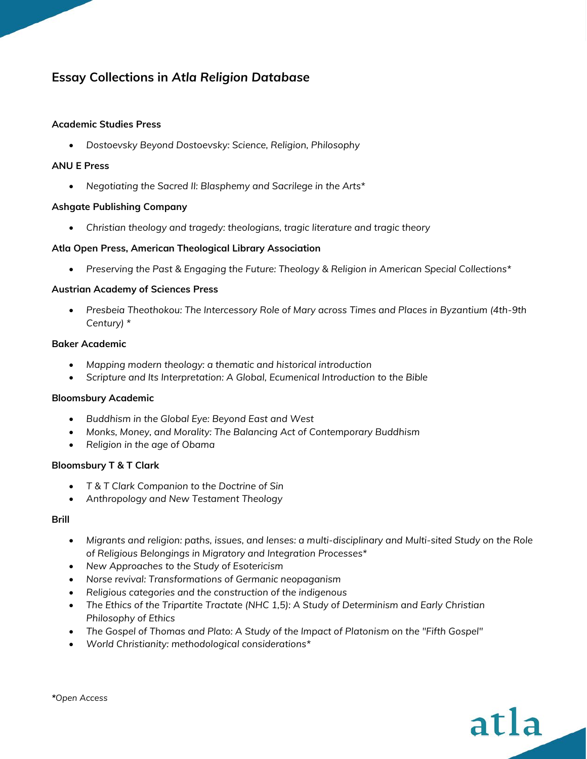# Essay Collections in *Atla Religion Database*

**Academic Studies Press**

- *Dostoevsky Beyond Dostoevsky: Science, Religion, Philosophy*

**ANU E Press**

- *Negotiating the Sacred II: Blasphemy and Sacrilege in the Arts**

**Ashgate Publishing Company**

- *Christian theology and tragedy: theologians, tragic literature and tragic theory*

**Atla Open Press, American Theological Library Association**

- *Preserving the Past & Engaging the Future: Theology & Religion in American Special Collections**

**Austrian Academy of Sciences Press**

- *Presbeia Theothokou: The Intercessory Role of Mary across Times and Places in Byzantium (4th-9th Century) **

**Baker Academic**

- *Mapping modern theology: a thematic and historical introduction*
- *Scripture and Its Interpretation: A Global, Ecumenical Introduction to the Bible*

**Bloomsbury Academic**

- *Buddhism in the Global Eye: Beyond East and West*
- *Monks, Money, and Morality: The Balancing Act of Contemporary Buddhism*
- *Religion in the age of Obama*

**Bloomsbury T & T Clark**

- *T & T Clark Companion to the Doctrine of Sin*
- *Anthropology and New Testament Theology*

**Brill**

- *Migrants and religion: paths, issues, and lenses: a multi-disciplinary and Multi-sited Study on the Role of Religious Belongings in Migratory and Integration Processes**
- *New Approaches to the Study of Esotericism*
- *Norse revival: Transformations of Germanic neopaganism*
- *Religious categories and the construction of the indigenous*
- *The Ethics of the Tripartite Tractate (NHC 1,5): A Study of Determinism and Early Christian Philosophy of Ethics*
- *The Gospel of Thomas and Plato: A Study of the Impact of Platonism on the "Fifth Gospel"*
- *World Christianity: methodological considerations**

***Open Access*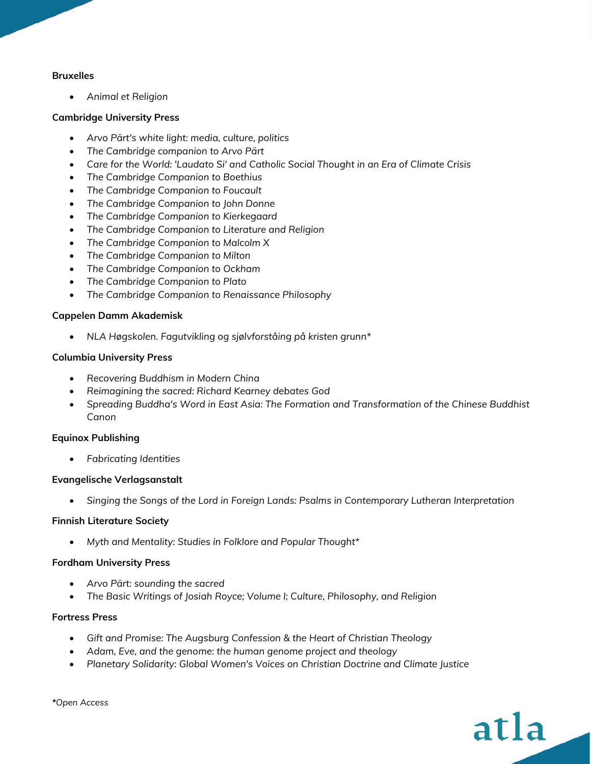**Bruxelles**

- *Animal et Religion*

**Cambridge University Press**

- *Arvo Pärt's white light: media, culture, politics*
- *The Cambridge companion to Arvo Pärt*
- *Care for the World: 'Laudato Si' and Catholic Social Thought in an Era of Climate Crisis*
- *The Cambridge Companion to Boethius*
- *The Cambridge Companion to Foucault*
- *The Cambridge Companion to John Donne*
- *The Cambridge Companion to Kierkegaard*
- *The Cambridge Companion to Literature and Religion*
- *The Cambridge Companion to Malcolm X*
- *The Cambridge Companion to Milton*
- *The Cambridge Companion to Ockham*
- *The Cambridge Companion to Plato*
- *The Cambridge Companion to Renaissance Philosophy*

**Cappelen Damm Akademisk**

- *NLA Høgskolen. Fagutvikling og sjølvforståing på kristen grunn**

**Columbia University Press**

- *Recovering Buddhism in Modern China*
- *Reimagining the sacred: Richard Kearney debates God*
- *Spreading Buddha's Word in East Asia: The Formation and Transformation of the Chinese Buddhist Canon*

**Equinox Publishing**

- *Fabricating Identities*

**Evangelische Verlagsanstalt**

- *Singing the Songs of the Lord in Foreign Lands: Psalms in Contemporary Lutheran Interpretation*

**Finnish Literature Society**

- *Myth and Mentality: Studies in Folklore and Popular Thought**

**Fordham University Press**

- *Arvo Pärt: sounding the sacred*
- *The Basic Writings of Josiah Royce; Volume I; Culture, Philosophy, and Religion*

**Fortress Press**

- *Gift and Promise: The Augsburg Confession & the Heart of Christian Theology*
- *Adam, Eve, and the genome: the human genome project and theology*
- *Planetary Solidarity: Global Women's Voices on Christian Doctrine and Climate Justice*

***Open Access**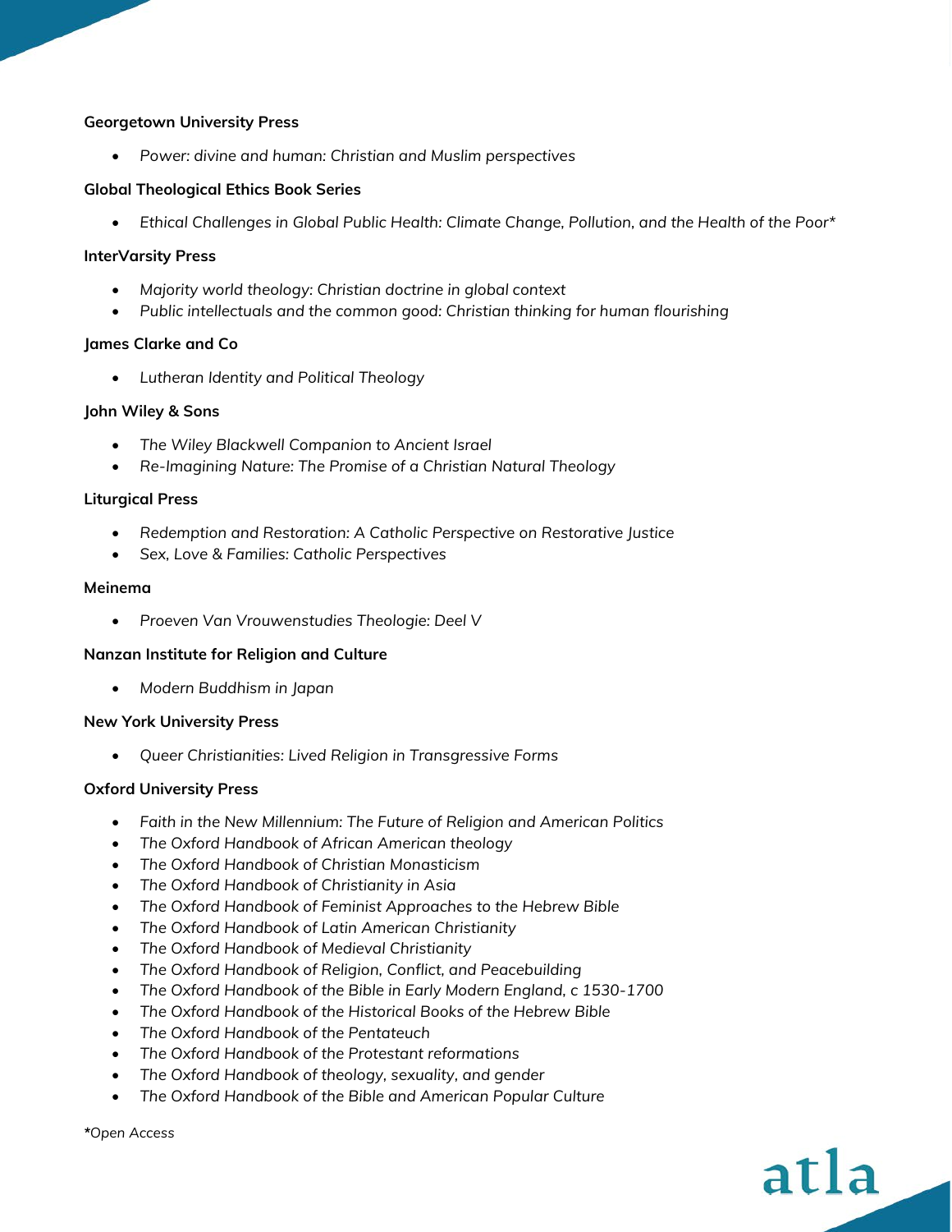**Georgetown University Press**

- *Power: divine and human: Christian and Muslim perspectives*

**Global Theological Ethics Book Series**

- *Ethical Challenges in Global Public Health: Climate Change, Pollution, and the Health of the Poor**

**InterVarsity Press**

- *Majority world theology: Christian doctrine in global context*
- *Public intellectuals and the common good: Christian thinking for human flourishing*

**James Clarke and Co**

- *Lutheran Identity and Political Theology*

**John Wiley & Sons**

- *The Wiley Blackwell Companion to Ancient Israel*
- *Re-Imagining Nature: The Promise of a Christian Natural Theology*

**Liturgical Press**

- *Redemption and Restoration: A Catholic Perspective on Restorative Justice*
- *Sex, Love & Families: Catholic Perspectives*

**Meinema**

- *Proeven Van Vrouwenstudies Theologie: Deel V*

**Nanzan Institute for Religion and Culture**

- *Modern Buddhism in Japan*

**New York University Press**

- *Queer Christianities: Lived Religion in Transgressive Forms*

**Oxford University Press**

- *Faith in the New Millennium: The Future of Religion and American Politics*
- *The Oxford Handbook of African American theology*
- *The Oxford Handbook of Christian Monasticism*
- *The Oxford Handbook of Christianity in Asia*
- *The Oxford Handbook of Feminist Approaches to the Hebrew Bible*
- *The Oxford Handbook of Latin American Christianity*
- *The Oxford Handbook of Medieval Christianity*
- *The Oxford Handbook of Religion, Conflict, and Peacebuilding*
- *The Oxford Handbook of the Bible in Early Modern England, c 1530-1700*
- *The Oxford Handbook of the Historical Books of the Hebrew Bible*
- *The Oxford Handbook of the Pentateuch*
- *The Oxford Handbook of the Protestant reformations*
- *The Oxford Handbook of theology, sexuality, and gender*
- *The Oxford Handbook of the Bible and American Popular Culture*

**\****Open Access*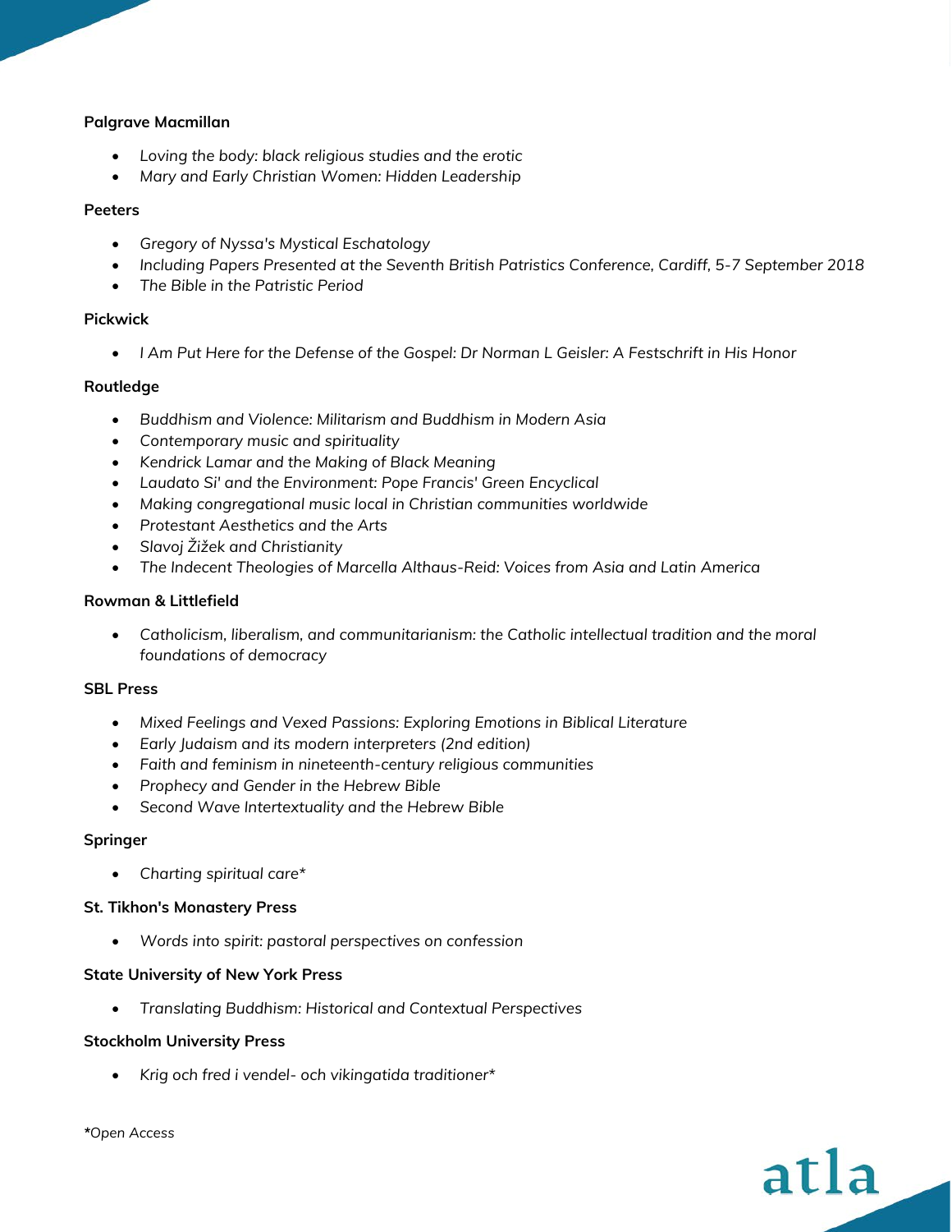**Palgrave Macmillan**

- *Loving the body: black religious studies and the erotic*
- *Mary and Early Christian Women: Hidden Leadership*

**Peeters**

- *Gregory of Nyssa's Mystical Eschatology*
- *Including Papers Presented at the Seventh British Patristics Conference, Cardiff, 5-7 September 2018*
- *The Bible in the Patristic Period*

**Pickwick**

- *I Am Put Here for the Defense of the Gospel: Dr Norman L Geisler: A Festschrift in His Honor*

**Routledge**

- *Buddhism and Violence: Militarism and Buddhism in Modern Asia*
- *Contemporary music and spirituality*
- *Kendrick Lamar and the Making of Black Meaning*
- *Laudato Si' and the Environment: Pope Francis' Green Encyclical*
- *Making congregational music local in Christian communities worldwide*
- *Protestant Aesthetics and the Arts*
- *Slavoj Žižek and Christianity*
- *The Indecent Theologies of Marcella Althaus-Reid: Voices from Asia and Latin America*

**Rowman & Littlefield**

- *Catholicism, liberalism, and communitarianism: the Catholic intellectual tradition and the moral foundations of democracy*

**SBL Press**

- *Mixed Feelings and Vexed Passions: Exploring Emotions in Biblical Literature*
- *Early Judaism and its modern interpreters (2nd edition)*
- *Faith and feminism in nineteenth-century religious communities*
- *Prophecy and Gender in the Hebrew Bible*
- *Second Wave Intertextuality and the Hebrew Bible*

**Springer**

- *Charting spiritual care**

**St. Tikhon's Monastery Press**

- *Words into spirit: pastoral perspectives on confession*

**State University of New York Press**

- *Translating Buddhism: Historical and Contextual Perspectives*

**Stockholm University Press**

- *Krig och fred i vendel- och vikingatida traditioner**

**\***Open Access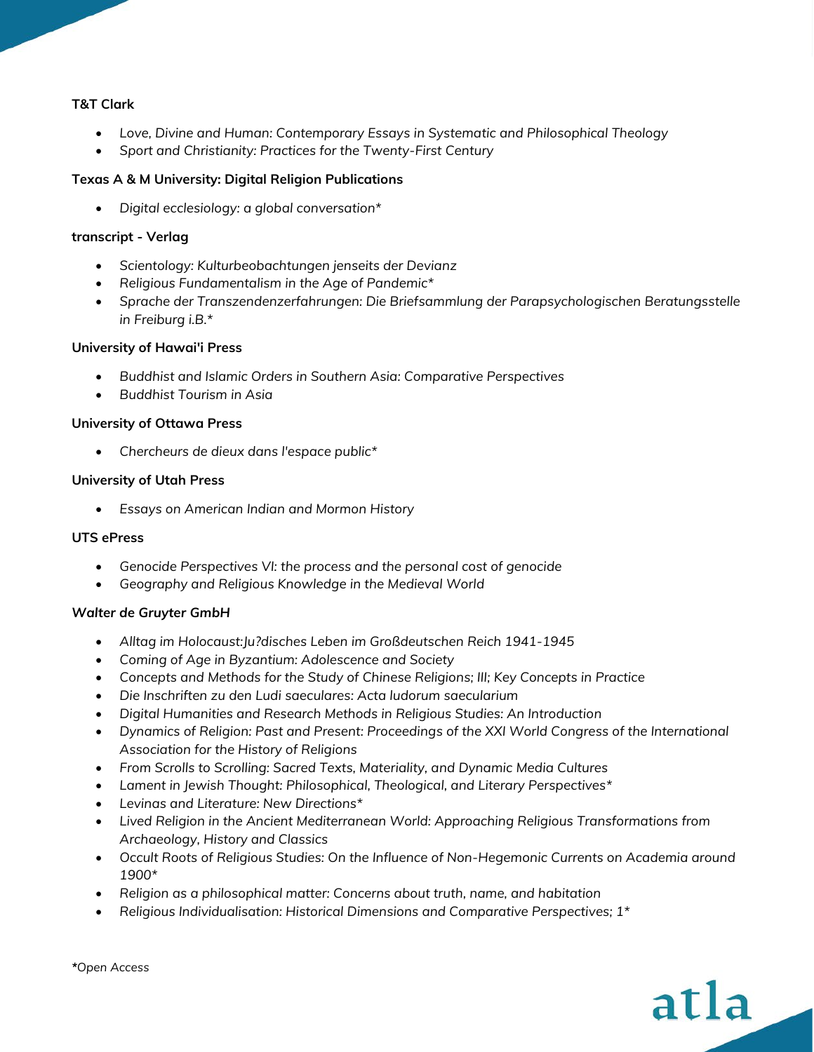**T&T Clark**

- *Love, Divine and Human: Contemporary Essays in Systematic and Philosophical Theology*
- *Sport and Christianity: Practices for the Twenty-First Century*

**Texas A & M University: Digital Religion Publications**

- *Digital ecclesiology: a global conversation**

**transcript - Verlag**

- *Scientology: Kulturbeobachtungen jenseits der Devianz*
- *Religious Fundamentalism in the Age of Pandemic**
- *Sprache der Transzendenzerfahrungen: Die Briefsammlung der Parapsychologischen Beratungsstelle in Freiburg i.B.**

**University of Hawai'i Press**

- *Buddhist and Islamic Orders in Southern Asia: Comparative Perspectives*
- *Buddhist Tourism in Asia*

**University of Ottawa Press**

- *Chercheurs de dieux dans l'espace public**

**University of Utah Press**

- *Essays on American Indian and Mormon History*

**UTS ePress**

- *Genocide Perspectives VI: the process and the personal cost of genocide*
- *Geography and Religious Knowledge in the Medieval World*

***Walter de Gruyter GmbH***

- *Alltag im Holocaust:Ju?disches Leben im Großdeutschen Reich 1941-1945*
- *Coming of Age in Byzantium: Adolescence and Society*
- *Concepts and Methods for the Study of Chinese Religions; III; Key Concepts in Practice*
- *Die Inschriften zu den Ludi saeculares: Acta ludorum saecularium*
- *Digital Humanities and Research Methods in Religious Studies: An Introduction*
- *Dynamics of Religion: Past and Present: Proceedings of the XXI World Congress of the International Association for the History of Religions*
- *From Scrolls to Scrolling: Sacred Texts, Materiality, and Dynamic Media Cultures*
- *Lament in Jewish Thought: Philosophical, Theological, and Literary Perspectives**
- *Levinas and Literature: New Directions**
- *Lived Religion in the Ancient Mediterranean World: Approaching Religious Transformations from Archaeology, History and Classics*
- *Occult Roots of Religious Studies: On the Influence of Non-Hegemonic Currents on Academia around 1900**
- *Religion as a philosophical matter: Concerns about truth, name, and habitation*
- *Religious Individualisation: Historical Dimensions and Comparative Perspectives; 1**

**\***Open Access*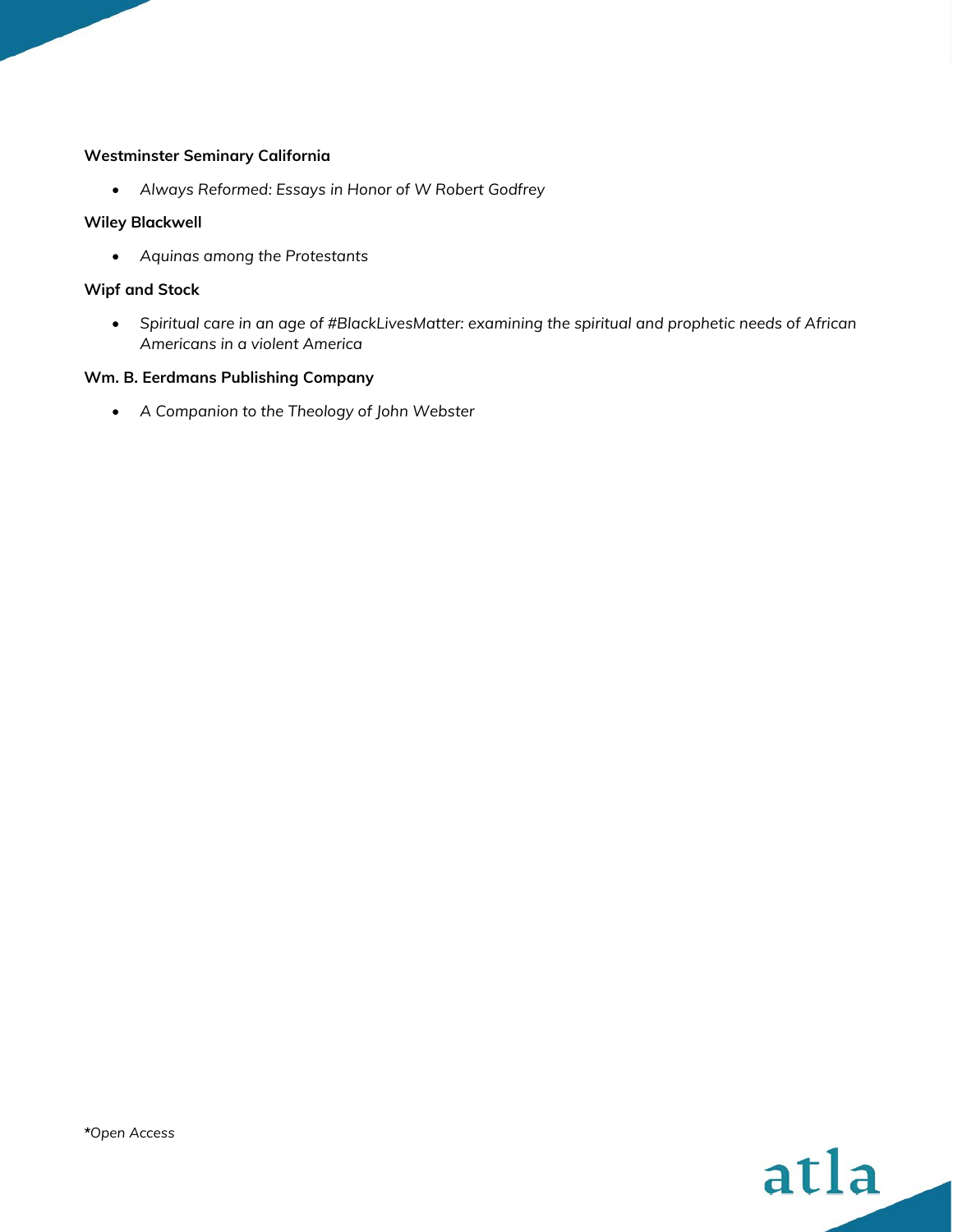**Westminster Seminary California**

- *Always Reformed: Essays in Honor of W Robert Godfrey*

**Wiley Blackwell**

- *Aquinas among the Protestants*

**Wipf and Stock**

- *Spiritual care in an age of #BlackLivesMatter: examining the spiritual and prophetic needs of African Americans in a violent America*

**Wm. B. Eerdmans Publishing Company**

- *A Companion to the Theology of John Webster*

**\***Open Access